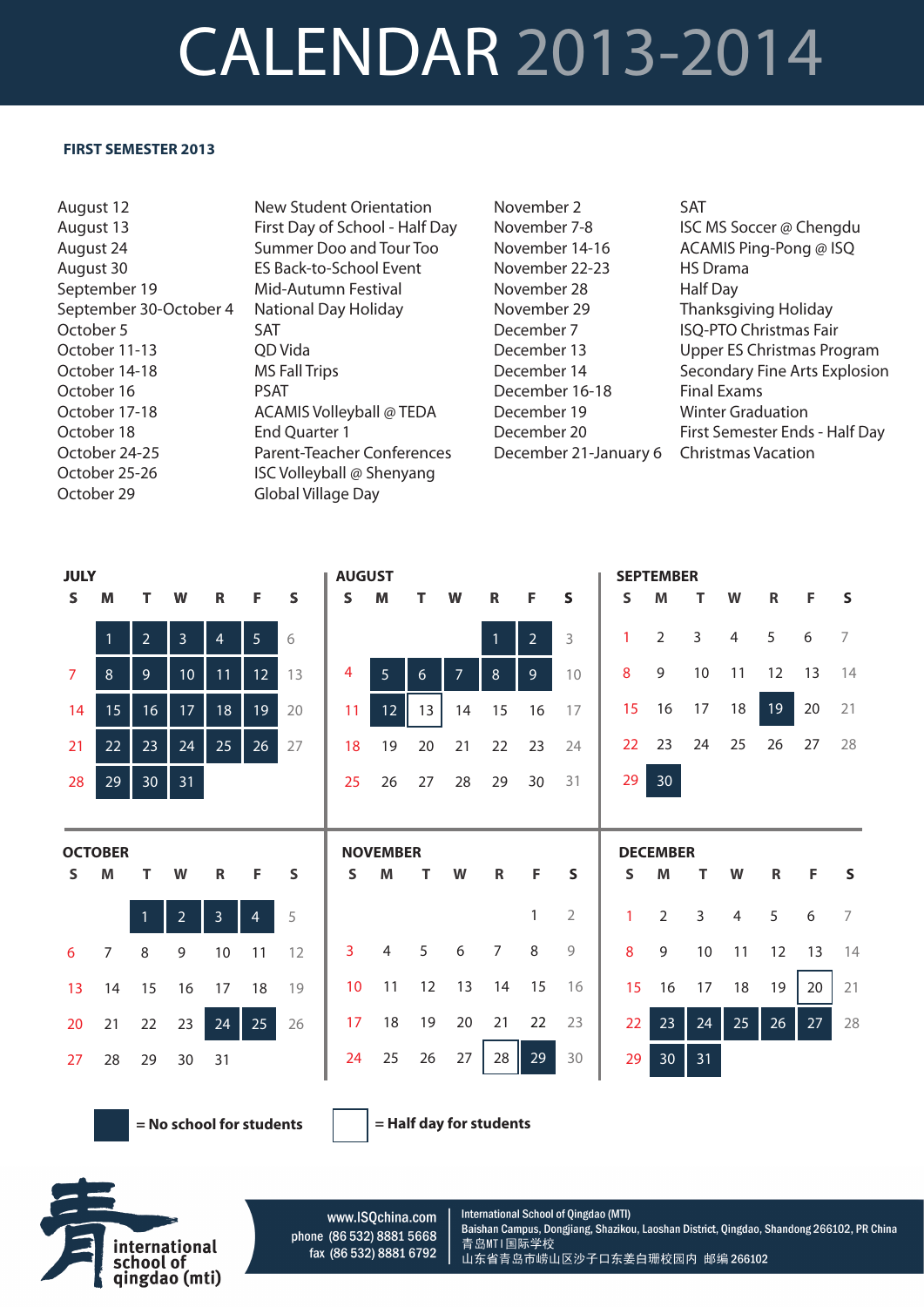# CALENDAR 2013-2014

## FIRST SEMESTER 2013

| Date | Event |
|---|---|
| August 12 | New Student Orientation |
| August 13 | First Day of School - Half Day |
| August 24 | Summer Doo and Tour Too |
| August 30 | ES Back-to-School Event |
| September 19 | Mid-Autumn Festival |
| September 30-October 4 | National Day Holiday |
| October 5 | SAT |
| October 11-13 | QD Vida |
| October 14-18 | MS Fall Trips |
| October 16 | PSAT |
| October 17-18 | ACAMIS Volleyball @ TEDA |
| October 18 | End Quarter 1 |
| October 24-25 | Parent-Teacher Conferences |
| October 25-26 | ISC Volleyball @ Shenyang |
| October 29 | Global Village Day |
| November 2 | SAT |
| November 7-8 | ISC MS Soccer @ Chengdu |
| November 14-16 | ACAMIS Ping-Pong @ ISQ |
| November 22-23 | HS Drama |
| November 28 | Half Day |
| November 29 | Thanksgiving Holiday |
| December 7 | ISQ-PTO Christmas Fair |
| December 13 | Upper ES Christmas Program |
| December 14 | Secondary Fine Arts Explosion |
| December 16-18 | Final Exams |
| December 19 | Winter Graduation |
| December 20 | First Semester Ends - Half Day |
| December 21-January 6 | Christmas Vacation |

### JULY

| S | M | T | W | R | F | S |
|---|---|---|---|---|---|---|
| | 1 | 2 | 3 | 4 | 5 | 6 |
| 7 | 8 | 9 | 10 | 11 | 12 | 13 |
| 14 | 15 | 16 | 17 | 18 | 19 | 20 |
| 21 | 22 | 23 | 24 | 25 | 26 | 27 |
| 28 | 29 | 30 | 31 | | | |

### AUGUST

| S | M | T | W | R | F | S |
|---|---|---|---|---|---|---|
| | | | | 1 | 2 | 3 |
| 4 | 5 | 6 | 7 | 8 | 9 | 10 |
| 11 | 12 | 13 | 14 | 15 | 16 | 17 |
| 18 | 19 | 20 | 21 | 22 | 23 | 24 |
| 25 | 26 | 27 | 28 | 29 | 30 | 31 |

### SEPTEMBER

| S | M | T | W | R | F | S |
|---|---|---|---|---|---|---|
| 1 | 2 | 3 | 4 | 5 | 6 | 7 |
| 8 | 9 | 10 | 11 | 12 | 13 | 14 |
| 15 | 16 | 17 | 18 | 19 | 20 | 21 |
| 22 | 23 | 24 | 25 | 26 | 27 | 28 |
| 29 | 30 | | | | | |

### OCTOBER

| S | M | T | W | R | F | S |
|---|---|---|---|---|---|---|
| | | 1 | 2 | 3 | 4 | 5 |
| 6 | 7 | 8 | 9 | 10 | 11 | 12 |
| 13 | 14 | 15 | 16 | 17 | 18 | 19 |
| 20 | 21 | 22 | 23 | 24 | 25 | 26 |
| 27 | 28 | 29 | 30 | 31 | | |

### NOVEMBER

| S | M | T | W | R | F | S |
|---|---|---|---|---|---|---|
| | | | | | 1 | 2 |
| 3 | 4 | 5 | 6 | 7 | 8 | 9 |
| 10 | 11 | 12 | 13 | 14 | 15 | 16 |
| 17 | 18 | 19 | 20 | 21 | 22 | 23 |
| 24 | 25 | 26 | 27 | 28 | 29 | 30 |

### DECEMBER

| S | M | T | W | R | F | S |
|---|---|---|---|---|---|---|
| 1 | 2 | 3 | 4 | 5 | 6 | 7 |
| 8 | 9 | 10 | 11 | 12 | 13 | 14 |
| 15 | 16 | 17 | 18 | 19 | 20 | 21 |
| 22 | 23 | 24 | 25 | 26 | 27 | 28 |
| 29 | 30 | 31 | | | | |

**= No school for students**

**= Half day for students**

international school of qingdao (mti)

www.ISQchina.com
phone (86 532) 8881 5668
fax (86 532) 8881 6792

International School of Qingdao (MTI)
Baishan Campus, Dongjiang, Shazikou, Laoshan District, Qingdao, Shandong 266102, PR China
青岛MTI国际学校
山东省青岛市崂山区沙子口东姜白珊校园内 邮编 266102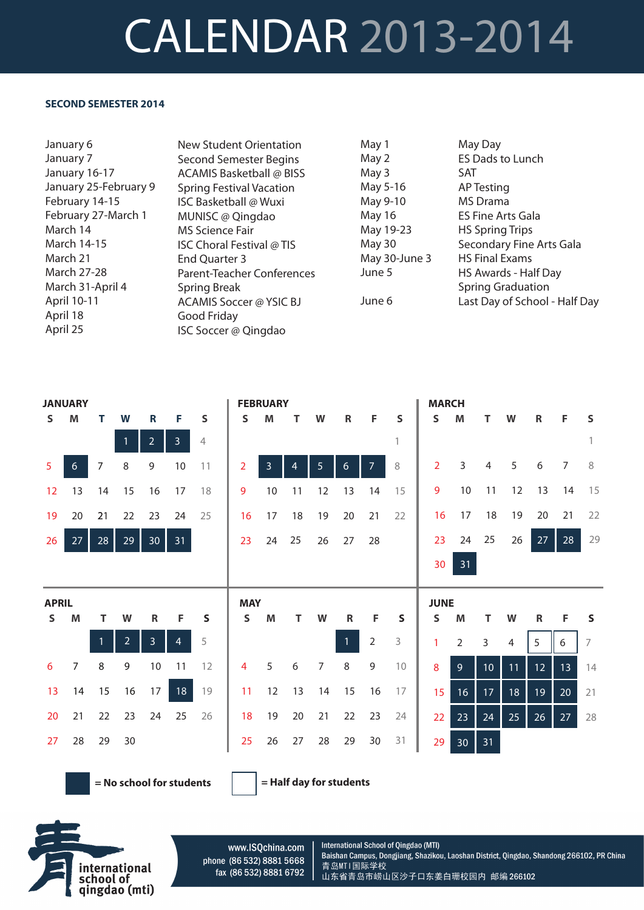# CALENDAR 2013-2014

## SECOND SEMESTER 2014

| | |
|---|---|
| January 6 | New Student Orientation |
| January 7 | Second Semester Begins |
| January 16-17 | ACAMIS Basketball @ BISS |
| January 25-February 9 | Spring Festival Vacation |
| February 14-15 | ISC Basketball @ Wuxi |
| February 27-March 1 | MUNISC @ Qingdao |
| March 14 | MS Science Fair |
| March 14-15 | ISC Choral Festival @ TIS |
| March 21 | End Quarter 3 |
| March 27-28 | Parent-Teacher Conferences |
| March 31-April 4 | Spring Break |
| April 10-11 | ACAMIS Soccer @ YSIC BJ |
| April 18 | Good Friday |
| April 25 | ISC Soccer @ Qingdao |
| May 1 | May Day |
| May 2 | ES Dads to Lunch |
| May 3 | SAT |
| May 5-16 | AP Testing |
| May 9-10 | MS Drama |
| May 16 | ES Fine Arts Gala |
| May 19-23 | HS Spring Trips |
| May 30 | Secondary Fine Arts Gala |
| May 30-June 3 | HS Final Exams |
| June 5 | HS Awards - Half Day |
| | Spring Graduation |
| June 6 | Last Day of School - Half Day |

### JANUARY

| S | M | T | W | R | F | S |
|---|---|---|---|---|---|---|
| | | | 1 | 2 | 3 | 4 |
| 5 | 6 | 7 | 8 | 9 | 10 | 11 |
| 12 | 13 | 14 | 15 | 16 | 17 | 18 |
| 19 | 20 | 21 | 22 | 23 | 24 | 25 |
| 26 | 27 | 28 | 29 | 30 | 31 | |

### FEBRUARY

| S | M | T | W | R | F | S |
|---|---|---|---|---|---|---|
| | | | | | | 1 |
| 2 | 3 | 4 | 5 | 6 | 7 | 8 |
| 9 | 10 | 11 | 12 | 13 | 14 | 15 |
| 16 | 17 | 18 | 19 | 20 | 21 | 22 |
| 23 | 24 | 25 | 26 | 27 | 28 | |

### MARCH

| S | M | T | W | R | F | S |
|---|---|---|---|---|---|---|
| | | | | | | 1 |
| 2 | 3 | 4 | 5 | 6 | 7 | 8 |
| 9 | 10 | 11 | 12 | 13 | 14 | 15 |
| 16 | 17 | 18 | 19 | 20 | 21 | 22 |
| 23 | 24 | 25 | 26 | 27 | 28 | 29 |
| 30 | 31 | | | | | |

### APRIL

| S | M | T | W | R | F | S |
|---|---|---|---|---|---|---|
| | | 1 | 2 | 3 | 4 | 5 |
| 6 | 7 | 8 | 9 | 10 | 11 | 12 |
| 13 | 14 | 15 | 16 | 17 | 18 | 19 |
| 20 | 21 | 22 | 23 | 24 | 25 | 26 |
| 27 | 28 | 29 | 30 | | | |

### MAY

| S | M | T | W | R | F | S |
|---|---|---|---|---|---|---|
| | | | | 1 | 2 | 3 |
| 4 | 5 | 6 | 7 | 8 | 9 | 10 |
| 11 | 12 | 13 | 14 | 15 | 16 | 17 |
| 18 | 19 | 20 | 21 | 22 | 23 | 24 |
| 25 | 26 | 27 | 28 | 29 | 30 | 31 |

### JUNE

| S | M | T | W | R | F | S |
|---|---|---|---|---|---|---|
| 1 | 2 | 3 | 4 | 5 | 6 | 7 |
| 8 | 9 | 10 | 11 | 12 | 13 | 14 |
| 15 | 16 | 17 | 18 | 19 | 20 | 21 |
| 22 | 23 | 24 | 25 | 26 | 27 | 28 |
| 29 | 30 | 31 | | | | |

■ = No school for students (January 1-3, 6, 27-31; February 3-7; March 27-28, 31; April 1-4, 18; May 1; June 9-13, 16-20, 23-27, 30-31)

□ = Half day for students (June 5, 6)

international school of qingdao (mti)

www.ISQchina.com
phone (86 532) 8881 5668
fax (86 532) 8881 6792

International School of Qingdao (MTI)
Baishan Campus, Dongjiang, Shazikou, Laoshan District, Qingdao, Shandong 266102, PR China
青岛MTI国际学校
山东省青岛市崂山区沙子口东姜白珊校园内 邮编 266102